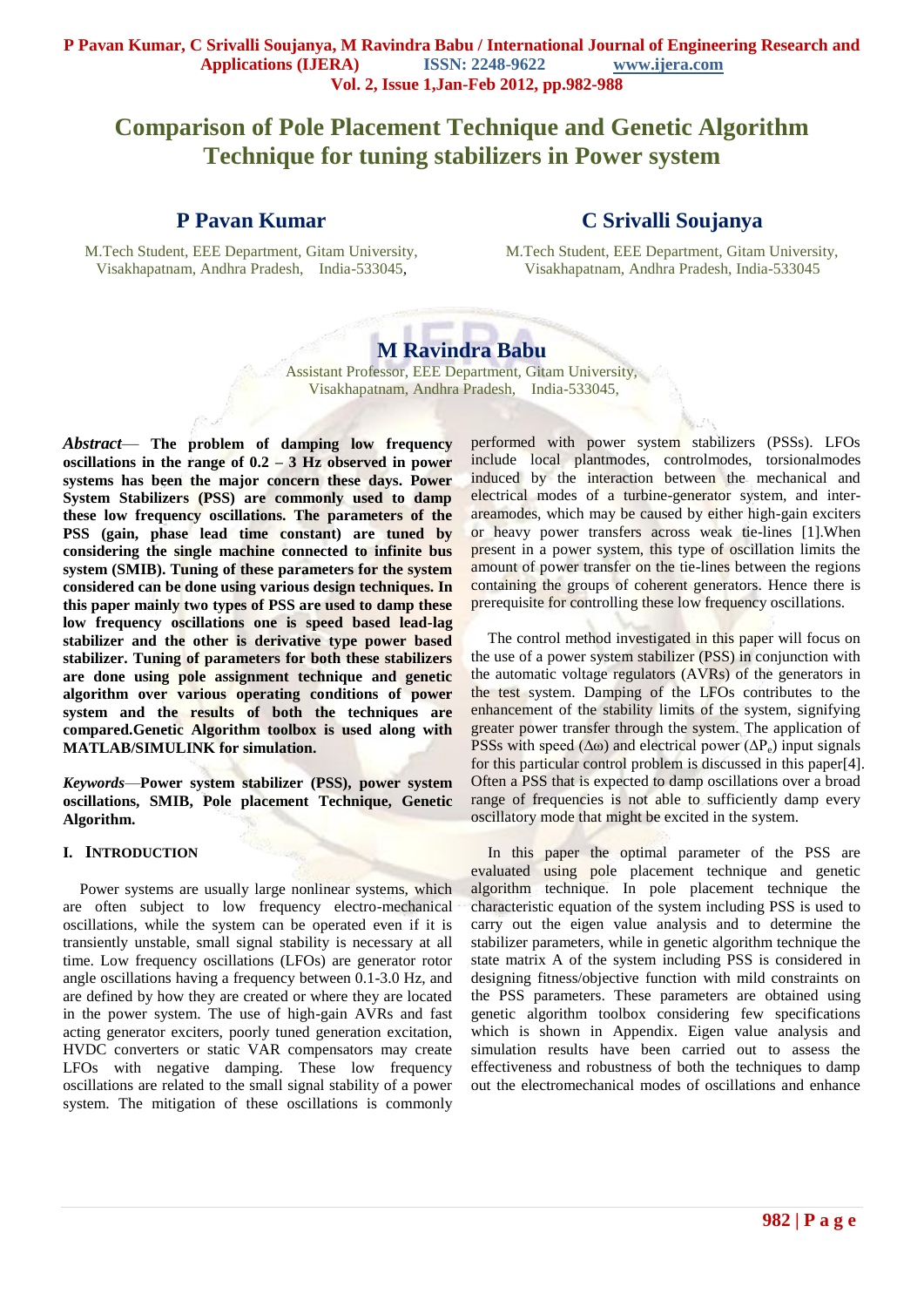# Comparison of Pole Placement Technique and Genetic Algorithm Technique for tuning stabilizers in Power system

**P Pavan Kumar**

M.Tech Student, EEE Department, Gitam University, Visakhapatnam, Andhra Pradesh, India-533045,

**C Srivalli Soujanya**

M.Tech Student, EEE Department, Gitam University, Visakhapatnam, Andhra Pradesh, India-533045

**M Ravindra Babu**

Assistant Professor, EEE Department, Gitam University, Visakhapatnam, Andhra Pradesh, India-533045,

***Abstract*— The problem of damping low frequency oscillations in the range of 0.2 – 3 Hz observed in power systems has been the major concern these days. Power System Stabilizers (PSS) are commonly used to damp these low frequency oscillations. The parameters of the PSS (gain, phase lead time constant) are tuned by considering the single machine connected to infinite bus system (SMIB). Tuning of these parameters for the system considered can be done using various design techniques. In this paper mainly two types of PSS are used to damp these low frequency oscillations one is speed based lead-lag stabilizer and the other is derivative type power based stabilizer. Tuning of parameters for both these stabilizers are done using pole assignment technique and genetic algorithm over various operating conditions of power system and the results of both the techniques are compared.Genetic Algorithm toolbox is used along with MATLAB/SIMULINK for simulation.**

***Keywords*—Power system stabilizer (PSS), power system oscillations, SMIB, Pole placement Technique, Genetic Algorithm.**

## I. INTRODUCTION

Power systems are usually large nonlinear systems, which are often subject to low frequency electro-mechanical oscillations, while the system can be operated even if it is transiently unstable, small signal stability is necessary at all time. Low frequency oscillations (LFOs) are generator rotor angle oscillations having a frequency between 0.1-3.0 Hz, and are defined by how they are created or where they are located in the power system. The use of high-gain AVRs and fast acting generator exciters, poorly tuned generation excitation, HVDC converters or static VAR compensators may create LFOs with negative damping. These low frequency oscillations are related to the small signal stability of a power system. The mitigation of these oscillations is commonly performed with power system stabilizers (PSSs). LFOs include local plantmodes, controlmodes, torsionalmodes induced by the interaction between the mechanical and electrical modes of a turbine-generator system, and inter-areamodes, which may be caused by either high-gain exciters or heavy power transfers across weak tie-lines [1].When present in a power system, this type of oscillation limits the amount of power transfer on the tie-lines between the regions containing the groups of coherent generators. Hence there is prerequisite for controlling these low frequency oscillations.

The control method investigated in this paper will focus on the use of a power system stabilizer (PSS) in conjunction with the automatic voltage regulators (AVRs) of the generators in the test system. Damping of the LFOs contributes to the enhancement of the stability limits of the system, signifying greater power transfer through the system. The application of PSSs with speed ($\Delta\omega$) and electrical power ($\Delta P_e$) input signals for this particular control problem is discussed in this paper[4]. Often a PSS that is expected to damp oscillations over a broad range of frequencies is not able to sufficiently damp every oscillatory mode that might be excited in the system.

In this paper the optimal parameter of the PSS are evaluated using pole placement technique and genetic algorithm technique. In pole placement technique the characteristic equation of the system including PSS is used to carry out the eigen value analysis and to determine the stabilizer parameters, while in genetic algorithm technique the state matrix A of the system including PSS is considered in designing fitness/objective function with mild constraints on the PSS parameters. These parameters are obtained using genetic algorithm toolbox considering few specifications which is shown in Appendix. Eigen value analysis and simulation results have been carried out to assess the effectiveness and robustness of both the techniques to damp out the electromechanical modes of oscillations and enhance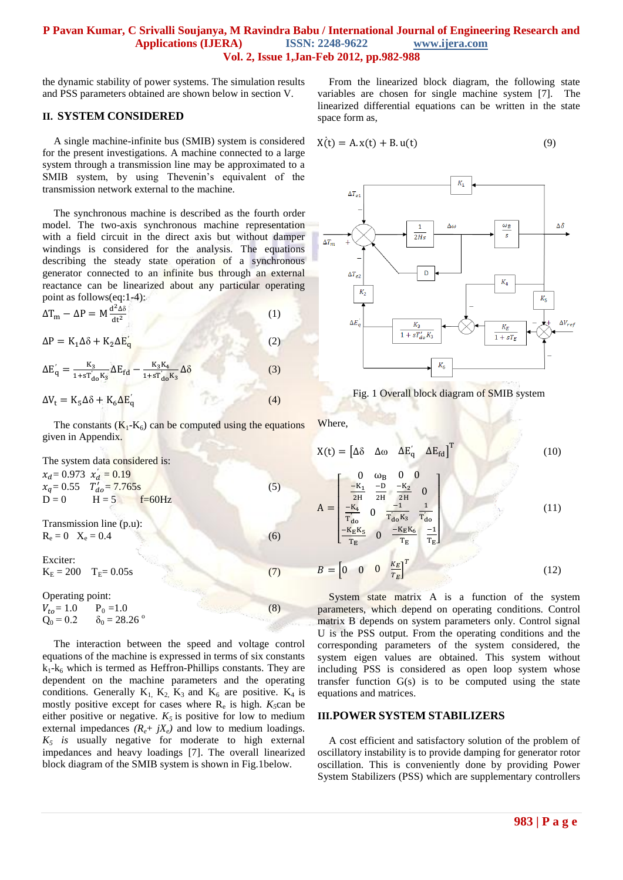the dynamic stability of power systems. The simulation results and PSS parameters obtained are shown below in section V.

## II. SYSTEM CONSIDERED

A single machine-infinite bus (SMIB) system is considered for the present investigations. A machine connected to a large system through a transmission line may be approximated to a SMIB system, by using Thevenin's equivalent of the transmission network external to the machine.

The synchronous machine is described as the fourth order model. The two-axis synchronous machine representation with a field circuit in the direct axis but without damper windings is considered for the analysis. The equations describing the steady state operation of a synchronous generator connected to an infinite bus through an external reactance can be linearized about any particular operating point as follows(eq:1-4):

$$\Delta T_m - \Delta P = M \frac{d^2\Delta\delta}{dt^2} \quad (1)$$

$$\Delta P = K_1 \Delta\delta + K_2 \Delta E_q' \quad (2)$$

$$\Delta E_q' = \frac{K_3}{1+sT_{do}'K_3}\Delta E_{fd} - \frac{K_3 K_4}{1+sT_{do}'K_3}\Delta\delta \quad (3)$$

$$\Delta V_t = K_5 \Delta\delta + K_6 \Delta E_q' \quad (4)$$

The constants ($K_1$-$K_6$) can be computed using the equations given in Appendix.

The system data considered is:

$x_d = 0.973$ $x_d' = 0.19$
$x_q = 0.55$ $T_{do}' = 7.765$s (5)
D = 0 H = 5 f=60Hz

Transmission line (p.u):
$R_e = 0$ $X_e = 0.4$ (6)

Exciter:
$K_E = 200$ $T_E = 0.05$s (7)

Operating point:
$V_{to} = 1.0$ $P_0 = 1.0$ (8)
$Q_0 = 0.2$ $\delta_0 = 28.26°$

The interaction between the speed and voltage control equations of the machine is expressed in terms of six constants $k_1$-$k_6$ which is termed as Heffron-Phillips constants. They are dependent on the machine parameters and the operating conditions. Generally $K_1$, $K_2$, $K_3$ and $K_6$ are positive. $K_4$ is mostly positive except for cases where $R_e$ is high. $K_5$ can be either positive or negative. $K_5$ is positive for low to medium external impedances ($R_e$+ $jX_e$) and low to medium loadings. $K_5$ *is* usually negative for moderate to high external impedances and heavy loadings [7]. The overall linearized block diagram of the SMIB system is shown in Fig.1below.

From the linearized block diagram, the following state variables are chosen for single machine system [7]. The linearized differential equations can be written in the state space form as,

$$\dot{X}(t) = A.x(t) + B.u(t) \quad (9)$$

Fig. 1 Overall block diagram of SMIB system

Where,

$$X(t) = \begin{bmatrix} \Delta\delta & \Delta\omega & \Delta E_q' & \Delta E_{fd} \end{bmatrix}^T \quad (10)$$

$$A = \begin{bmatrix} 0 & \omega_B & 0 & 0 \\ \frac{-K_1}{2H} & \frac{-D}{2H} & \frac{-K_2}{2H} & 0 \\ \frac{-K_4}{T_{do}'} & 0 & \frac{-1}{T_{do}'K_3} & \frac{1}{T_{do}'} \\ \frac{-K_E K_5}{T_E} & 0 & \frac{-K_E K_6}{T_E} & \frac{-1}{T_E} \end{bmatrix} \quad (11)$$

$$B = \begin{bmatrix} 0 & 0 & 0 & \frac{K_E}{T_E} \end{bmatrix}^T \quad (12)$$

System state matrix A is a function of the system parameters, which depend on operating conditions. Control matrix B depends on system parameters only. Control signal U is the PSS output. From the operating conditions and the corresponding parameters of the system considered, the system eigen values are obtained. This system without including PSS is considered as open loop system whose transfer function G(s) is to be computed using the state equations and matrices.

## III.POWER SYSTEM STABILIZERS

A cost efficient and satisfactory solution of the problem of oscillatory instability is to provide damping for generator rotor oscillation. This is conveniently done by providing Power System Stabilizers (PSS) which are supplementary controllers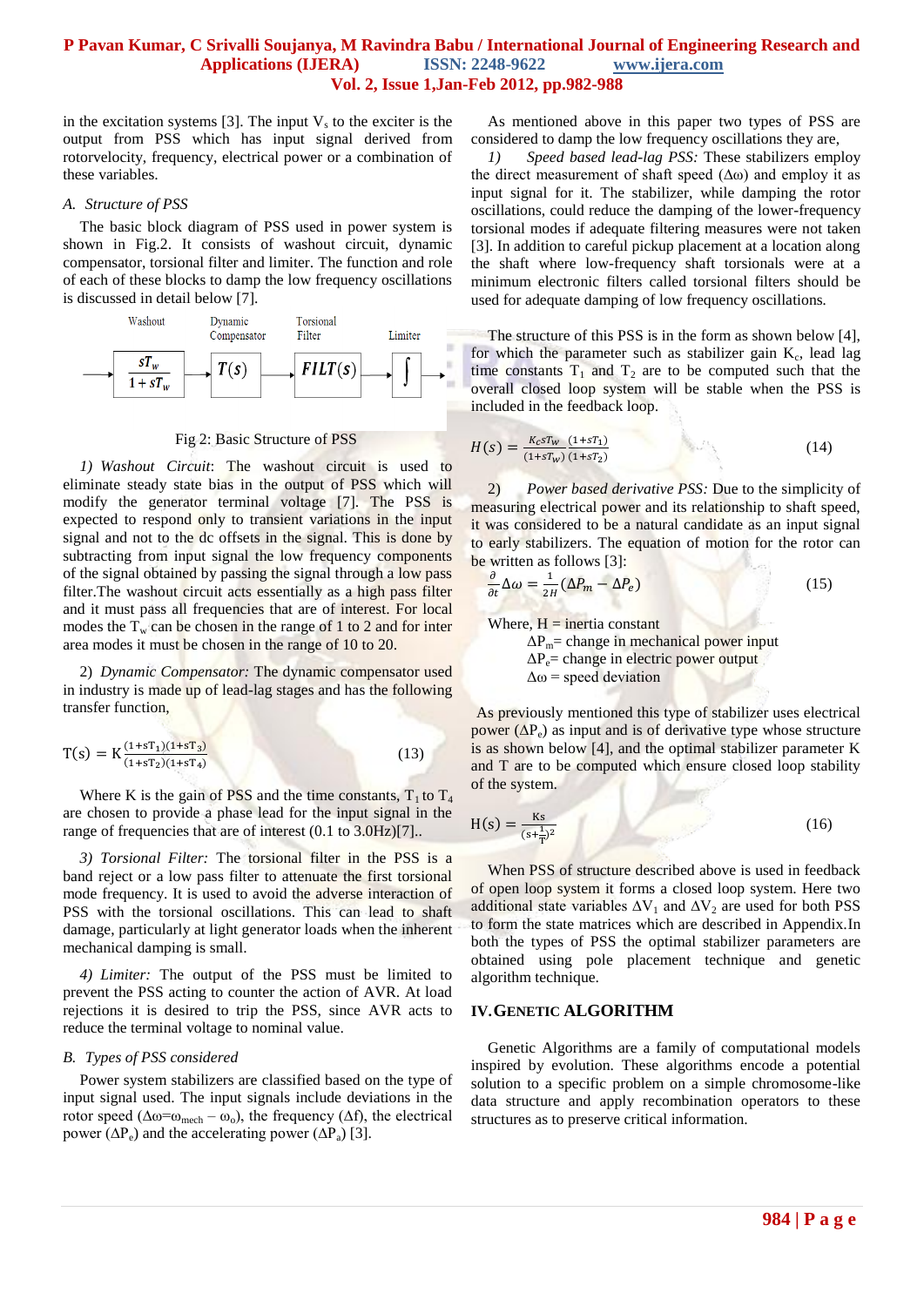in the excitation systems [3]. The input $V_s$ to the exciter is the output from PSS which has input signal derived from rotorvelocity, frequency, electrical power or a combination of these variables.

### A. Structure of PSS

The basic block diagram of PSS used in power system is shown in Fig.2. It consists of washout circuit, dynamic compensator, torsional filter and limiter. The function and role of each of these blocks to damp the low frequency oscillations is discussed in detail below [7].

Washout → $\frac{sT_w}{1+sT_w}$ → Dynamic Compensator $T(s)$ → Torsional Filter $FILT(s)$ → Limiter

Fig 2: Basic Structure of PSS

*1) Washout Circuit*: The washout circuit is used to eliminate steady state bias in the output of PSS which will modify the generator terminal voltage [7]. The PSS is expected to respond only to transient variations in the input signal and not to the dc offsets in the signal. This is done by subtracting from input signal the low frequency components of the signal obtained by passing the signal through a low pass filter.The washout circuit acts essentially as a high pass filter and it must pass all frequencies that are of interest. For local modes the $T_w$ can be chosen in the range of 1 to 2 and for inter area modes it must be chosen in the range of 10 to 20.

2) *Dynamic Compensator:* The dynamic compensator used in industry is made up of lead-lag stages and has the following transfer function,

$$T(s) = K\frac{(1+sT_1)(1+sT_3)}{(1+sT_2)(1+sT_4)} \tag{13}$$

Where K is the gain of PSS and the time constants, $T_1$ to $T_4$ are chosen to provide a phase lead for the input signal in the range of frequencies that are of interest (0.1 to 3.0Hz)[7]..

*3) Torsional Filter:* The torsional filter in the PSS is a band reject or a low pass filter to attenuate the first torsional mode frequency. It is used to avoid the adverse interaction of PSS with the torsional oscillations. This can lead to shaft damage, particularly at light generator loads when the inherent mechanical damping is small.

*4) Limiter:* The output of the PSS must be limited to prevent the PSS acting to counter the action of AVR. At load rejections it is desired to trip the PSS, since AVR acts to reduce the terminal voltage to nominal value.

### B. Types of PSS considered

Power system stabilizers are classified based on the type of input signal used. The input signals include deviations in the rotor speed ($\Delta\omega = \omega_{mech} - \omega_o$), the frequency ($\Delta f$), the electrical power ($\Delta P_e$) and the accelerating power ($\Delta P_a$) [3].

As mentioned above in this paper two types of PSS are considered to damp the low frequency oscillations they are,

*1) Speed based lead-lag PSS:* These stabilizers employ the direct measurement of shaft speed ($\Delta\omega$) and employ it as input signal for it. The stabilizer, while damping the rotor oscillations, could reduce the damping of the lower-frequency torsional modes if adequate filtering measures were not taken [3]. In addition to careful pickup placement at a location along the shaft where low-frequency shaft torsionals were at a minimum electronic filters called torsional filters should be used for adequate damping of low frequency oscillations.

The structure of this PSS is in the form as shown below [4], for which the parameter such as stabilizer gain $K_c$, lead lag time constants $T_1$ and $T_2$ are to be computed such that the overall closed loop system will be stable when the PSS is included in the feedback loop.

$$H(s) = \frac{K_c sT_W}{(1+sT_W)}\frac{(1+sT_1)}{(1+sT_2)} \tag{14}$$

2) *Power based derivative PSS:* Due to the simplicity of measuring electrical power and its relationship to shaft speed, it was considered to be a natural candidate as an input signal to early stabilizers. The equation of motion for the rotor can be written as follows [3]:

$$\frac{\partial}{\partial t}\Delta\omega = \frac{1}{2H}(\Delta P_m - \Delta P_e) \tag{15}$$

Where, H = inertia constant
$\Delta P_m$= change in mechanical power input
$\Delta P_e$= change in electric power output
$\Delta\omega$ = speed deviation

As previously mentioned this type of stabilizer uses electrical power ($\Delta P_e$) as input and is of derivative type whose structure is as shown below [4], and the optimal stabilizer parameter K and T are to be computed which ensure closed loop stability of the system.

$$H(s) = \frac{Ks}{(s+\frac{1}{T})^2} \tag{16}$$

When PSS of structure described above is used in feedback of open loop system it forms a closed loop system. Here two additional state variables $\Delta V_1$ and $\Delta V_2$ are used for both PSS to form the state matrices which are described in Appendix.In both the types of PSS the optimal stabilizer parameters are obtained using pole placement technique and genetic algorithm technique.

## IV. GENETIC ALGORITHM

Genetic Algorithms are a family of computational models inspired by evolution. These algorithms encode a potential solution to a specific problem on a simple chromosome-like data structure and apply recombination operators to these structures as to preserve critical information.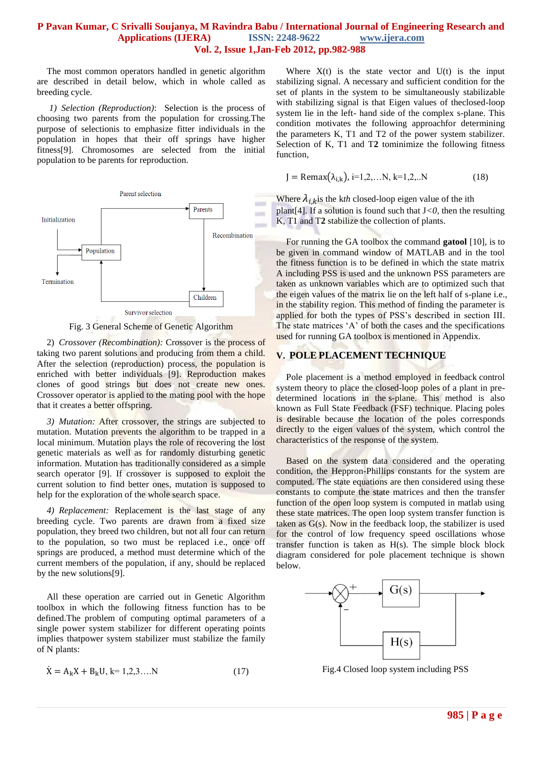The most common operators handled in genetic algorithm are described in detail below, which in whole called as breeding cycle.

*1) Selection (Reproduction)*: Selection is the process of choosing two parents from the population for crossing.The purpose of selectionis to emphasize fitter individuals in the population in hopes that their off springs have higher fitness[9]. Chromosomes are selected from the initial population to be parents for reproduction.

Parent selection

Initialization

Parents

Recombination

Population

Termination

Children

Survivor selection

Fig. 3 General Scheme of Genetic Algorithm

2) *Crossover (Recombination):* Crossover is the process of taking two parent solutions and producing from them a child. After the selection (reproduction) process, the population is enriched with better individuals [9]. Reproduction makes clones of good strings but does not create new ones. Crossover operator is applied to the mating pool with the hope that it creates a better offspring.

*3) Mutation:* After crossover, the strings are subjected to mutation. Mutation prevents the algorithm to be trapped in a local minimum. Mutation plays the role of recovering the lost genetic materials as well as for randomly disturbing genetic information. Mutation has traditionally considered as a simple search operator [9]. If crossover is supposed to exploit the current solution to find better ones, mutation is supposed to help for the exploration of the whole search space.

*4) Replacement:* Replacement is the last stage of any breeding cycle. Two parents are drawn from a fixed size population, they breed two children, but not all four can return to the population, so two must be replaced i.e., once off springs are produced, a method must determine which of the current members of the population, if any, should be replaced by the new solutions[9].

All these operation are carried out in Genetic Algorithm toolbox in which the following fitness function has to be defined.The problem of computing optimal parameters of a single power system stabilizer for different operating points implies thatpower system stabilizer must stabilize the family of N plants:

$$\dot{X} = A_k X + B_k U, \; k= 1,2,3\ldots.N \tag{17}$$

Where X(t) is the state vector and U(t) is the input stabilizing signal. A necessary and sufficient condition for the set of plants in the system to be simultaneously stabilizable with stabilizing signal is that Eigen values of theclosed-loop system lie in the left- hand side of the complex s-plane. This condition motivates the following approachfor determining the parameters K, T1 and T2 of the power system stabilizer. Selection of K, T1 and T**2** tominimize the following fitness function,

$$J = \text{Remax}(\lambda_{i,k}), \; i=1,2,\ldots N, \; k=1,2,..N \tag{18}$$

Where $\lambda_{i,k}$is the k*th* closed-loop eigen value of the ith plant[4]. If a solution is found such that J*<0,* then the resulting K, T1 and T**2** stabilize the collection of plants.

For running the GA toolbox the command **gatool** [10], is to be given in command window of MATLAB and in the tool the fitness function is to be defined in which the state matrix A including PSS is used and the unknown PSS parameters are taken as unknown variables which are to optimized such that the eigen values of the matrix lie on the left half of s-plane i.e., in the stability region. This method of finding the parameter is applied for both the types of PSS's described in section III. The state matrices 'A' of both the cases and the specifications used for running GA toolbox is mentioned in Appendix.

## V. POLE PLACEMENT TECHNIQUE

Pole placement is a method employed in feedback control system theory to place the closed-loop poles of a plant in pre-determined locations in the s-plane. This method is also known as Full State Feedback (FSF) technique. Placing poles is desirable because the location of the poles corresponds directly to the eigen values of the system, which control the characteristics of the response of the system.

Based on the system data considered and the operating condition, the Heppron-Phillips constants for the system are computed. The state equations are then considered using these constants to compute the state matrices and then the transfer function of the open loop system is computed in matlab using these state matrices. The open loop system transfer function is taken as G(s). Now in the feedback loop, the stabilizer is used for the control of low frequency speed oscillations whose transfer function is taken as H(s). The simple block block diagram considered for pole placement technique is shown below.

+

G(s)

−

H(s)

Fig.4 Closed loop system including PSS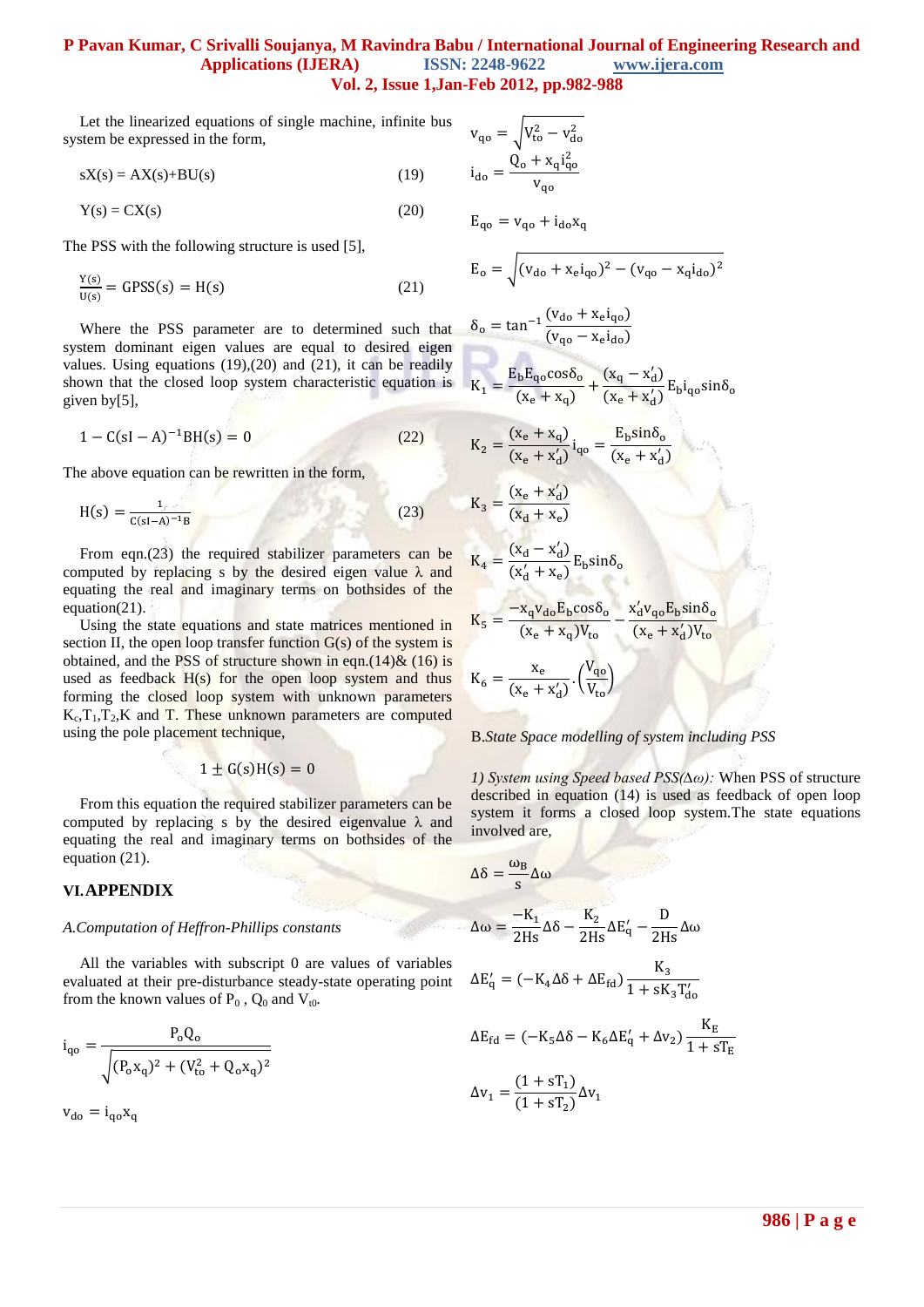Let the linearized equations of single machine, infinite bus system be expressed in the form,

$$sX(s) = AX(s)+BU(s) \tag{19}$$

$$Y(s) = CX(s) \tag{20}$$

The PSS with the following structure is used [5],

$$\frac{Y(s)}{U(s)} = GPSS(s) = H(s) \tag{21}$$

Where the PSS parameter are to determined such that system dominant eigen values are equal to desired eigen values. Using equations (19),(20) and (21), it can be readily shown that the closed loop system characteristic equation is given by[5],

$$1 - C(sI - A)^{-1}BH(s) = 0 \tag{22}$$

The above equation can be rewritten in the form,

$$H(s) = \frac{1}{C(sI-A)^{-1}B} \tag{23}$$

From eqn.(23) the required stabilizer parameters can be computed by replacing s by the desired eigen value λ and equating the real and imaginary terms on bothsides of the equation(21).

Using the state equations and state matrices mentioned in section II, the open loop transfer function G(s) of the system is obtained, and the PSS of structure shown in eqn.(14)& (16) is used as feedback H(s) for the open loop system and thus forming the closed loop system with unknown parameters $K_c$,$T_1$,$T_2$,K and T. These unknown parameters are computed using the pole placement technique,

$$1 \pm G(s)H(s) = 0$$

From this equation the required stabilizer parameters can be computed by replacing s by the desired eigenvalue λ and equating the real and imaginary terms on bothsides of the equation (21).

## VI. APPENDIX

*A. Computation of Heffron-Phillips constants*

All the variables with subscript 0 are values of variables evaluated at their pre-disturbance steady-state operating point from the known values of $P_0$ , $Q_0$ and $V_{t0}$.

$$i_{qo} = \frac{P_o Q_o}{\sqrt{(P_o x_q)^2 + (V_{to}^2 + Q_o x_q)^2}}$$

$$v_{do} = i_{qo} x_q$$

$$v_{qo} = \sqrt{V_{to}^2 - v_{do}^2}$$

$$i_{do} = \frac{Q_o + x_q i_{qo}^2}{v_{qo}}$$

$$E_{qo} = v_{qo} + i_{do} x_q$$

$$E_o = \sqrt{(v_{do} + x_e i_{qo})^2 - (v_{qo} - x_q i_{do})^2}$$

$$\delta_o = \tan^{-1}\frac{(v_{do} + x_e i_{qo})}{(v_{qo} - x_e i_{do})}$$

$$K_1 = \frac{E_b E_{qo} \cos\delta_o}{(x_e + x_q)} + \frac{(x_q - x_d')}{(x_e + x_d')} E_b i_{qo} \sin\delta_o$$

$$K_2 = \frac{(x_e + x_q)}{(x_e + x_d')} i_{qo} = \frac{E_b \sin\delta_o}{(x_e + x_d')}$$

$$K_3 = \frac{(x_e + x_d')}{(x_d + x_e)}$$

$$K_4 = \frac{(x_d - x_d')}{(x_d' + x_e)} E_b \sin\delta_o$$

$$K_5 = \frac{-x_q v_{do} E_b \cos\delta_o}{(x_e + x_q) V_{to}} - \frac{x_d' v_{qo} E_b \sin\delta_o}{(x_e + x_d') V_{to}}$$

$$K_6 = \frac{x_e}{(x_e + x_d')} \cdot \left(\frac{V_{qo}}{V_{to}}\right)$$

*B. State Space modelling of system including PSS*

*1) System using Speed based PSS(Δω):* When PSS of structure described in equation (14) is used as feedback of open loop system it forms a closed loop system.The state equations involved are,

$$\Delta\delta = \frac{\omega_B}{s}\Delta\omega$$

$$\Delta\omega = \frac{-K_1}{2Hs}\Delta\delta - \frac{K_2}{2Hs}\Delta E_q' - \frac{D}{2Hs}\Delta\omega$$

$$\Delta E_q' = (-K_4\Delta\delta + \Delta E_{fd})\frac{K_3}{1 + sK_3 T_{do}'}$$

$$\Delta E_{fd} = (-K_5\Delta\delta - K_6\Delta E_q' + \Delta v_2)\frac{K_E}{1 + sT_E}$$

$$\Delta v_1 = \frac{(1 + sT_1)}{(1 + sT_2)}\Delta v_1$$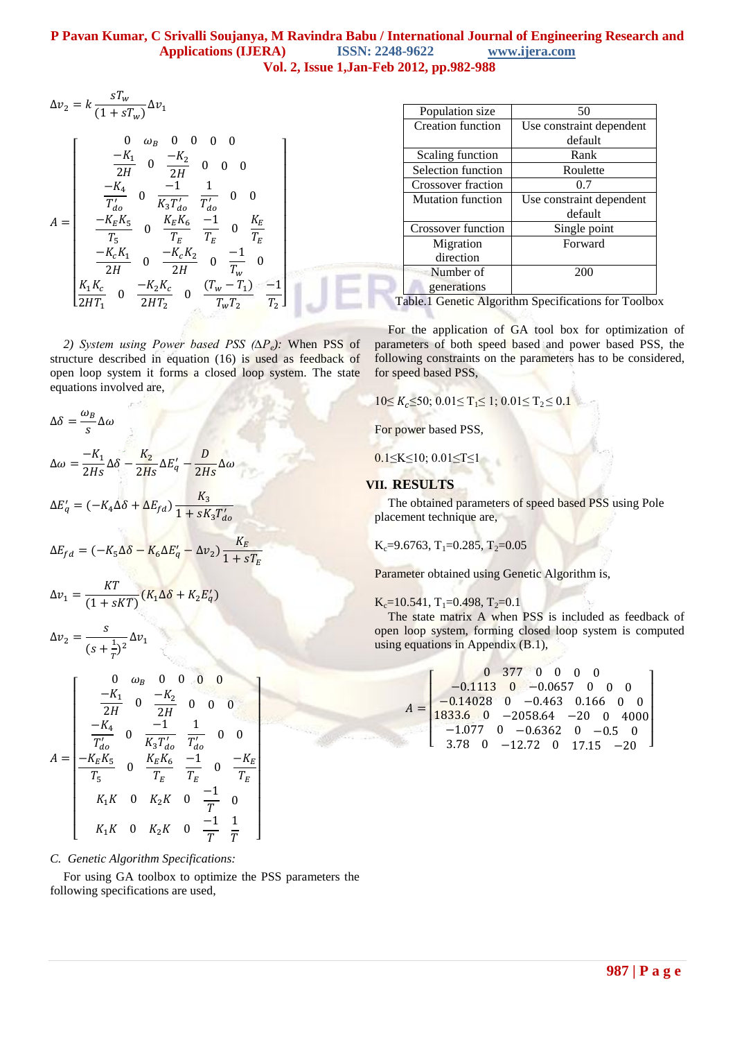$$\Delta v_2 = k\frac{sT_w}{(1+sT_w)}\Delta v_1$$

$$A = \begin{bmatrix} 0 & \omega_B & 0 & 0 & 0 & 0 \\ \frac{-K_1}{2H} & 0 & \frac{-K_2}{2H} & 0 & 0 & 0 \\ \frac{-K_4}{T'_{do}} & 0 & \frac{-1}{K_3 T'_{do}} & \frac{1}{T'_{do}} & 0 & 0 \\ \frac{-K_E K_5}{T_5} & 0 & \frac{K_E K_6}{T_E} & \frac{-1}{T_E} & 0 & \frac{K_E}{T_E} \\ \frac{-K_c K_1}{2H} & 0 & \frac{-K_c K_2}{2H} & 0 & \frac{-1}{T_w} & 0 \\ \frac{K_1 K_c}{2HT_1} & 0 & \frac{-K_2 K_c}{2HT_2} & 0 & \frac{(T_w - T_1)}{T_w T_2} & \frac{-1}{T_2} \end{bmatrix}$$

*2) System using Power based PSS ($\Delta P_e$):* When PSS of structure described in equation (16) is used as feedback of open loop system it forms a closed loop system. The state equations involved are,

$$\Delta\delta = \frac{\omega_B}{s}\Delta\omega$$

$$\Delta\omega = \frac{-K_1}{2Hs}\Delta\delta - \frac{K_2}{2Hs}\Delta E'_q - \frac{D}{2Hs}\Delta\omega$$

$$\Delta E'_q = (-K_4\Delta\delta + \Delta E_{fd})\frac{K_3}{1+sK_3T'_{do}}$$

$$\Delta E_{fd} = (-K_5\Delta\delta - K_6\Delta E'_q - \Delta v_2)\frac{K_E}{1+sT_E}$$

$$\Delta v_1 = \frac{KT}{(1+sKT)}(K_1\Delta\delta + K_2 E'_q)$$

$$\Delta v_2 = \frac{s}{(s+\frac{1}{T})^2}\Delta v_1$$

$$A = \begin{bmatrix} 0 & \omega_B & 0 & 0 & 0 & 0 \\ \frac{-K_1}{2H} & 0 & \frac{-K_2}{2H} & 0 & 0 & 0 \\ \frac{-K_4}{T'_{do}} & 0 & \frac{-1}{K_3 T'_{do}} & \frac{1}{T'_{do}} & 0 & 0 \\ \frac{-K_E K_5}{T_5} & 0 & \frac{K_E K_6}{T_E} & \frac{-1}{T_E} & 0 & \frac{-K_E}{T_E} \\ K_1 K & 0 & K_2 K & 0 & \frac{-1}{T} & 0 \\ K_1 K & 0 & K_2 K & 0 & \frac{-1}{T} & \frac{1}{T} \end{bmatrix}$$

### C. Genetic Algorithm Specifications:

For using GA toolbox to optimize the PSS parameters the following specifications are used,

| Population size | 50 |
|---|---|
| Creation function | Use constraint dependent default |
| Scaling function | Rank |
| Selection function | Roulette |
| Crossover fraction | 0.7 |
| Mutation function | Use constraint dependent default |
| Crossover function | Single point |
| Migration direction | Forward |
| Number of generations | 200 |

Table.1 Genetic Algorithm Specifications for Toolbox

For the application of GA tool box for optimization of parameters of both speed based and power based PSS, the following constraints on the parameters has to be considered, for speed based PSS,

$10 \leq K_c \leq 50$; $0.01 \leq T_1 \leq 1$; $0.01 \leq T_2 \leq 0.1$

For power based PSS,

$0.1 \leq K \leq 10$; $0.01 \leq T \leq 1$

## VII. RESULTS

The obtained parameters of speed based PSS using Pole placement technique are,

$K_c$=9.6763, $T_1$=0.285, $T_2$=0.05

Parameter obtained using Genetic Algorithm is,

$K_c$=10.541, $T_1$=0.498, $T_2$=0.1

The state matrix A when PSS is included as feedback of open loop system, forming closed loop system is computed using equations in Appendix (B.1),

$$A = \begin{bmatrix} 0 & 377 & 0 & 0 & 0 & 0 \\ -0.1113 & 0 & -0.0657 & 0 & 0 & 0 \\ -0.14028 & 0 & -0.463 & 0.166 & 0 & 0 \\ 1833.6 & 0 & -2058.64 & -20 & 0 & 4000 \\ -1.077 & 0 & -0.6362 & 0 & -0.5 & 0 \\ 3.78 & 0 & -12.72 & 0 & 17.15 & -20 \end{bmatrix}$$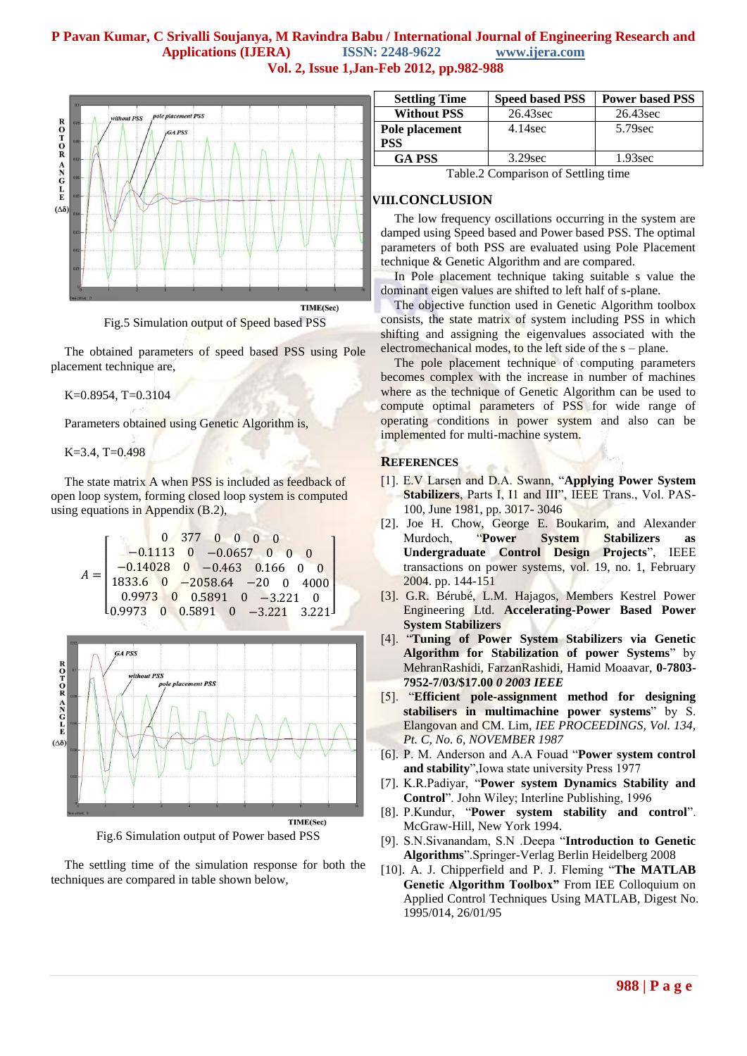ROTOR ANGLE ($\Delta\delta$)

without PSS

pole placement PSS

GA PSS

TIME(Sec)

Fig.5 Simulation output of Speed based PSS

The obtained parameters of speed based PSS using Pole placement technique are,

K=0.8954, T=0.3104

Parameters obtained using Genetic Algorithm is,

K=3.4, T=0.498

The state matrix A when PSS is included as feedback of open loop system, forming closed loop system is computed using equations in Appendix (B.2),

$$A = \begin{bmatrix} 0 & 377 & 0 & 0 & 0 & 0 \\ -0.1113 & 0 & -0.0657 & 0 & 0 & 0 \\ -0.14028 & 0 & -0.463 & 0.166 & 0 & 0 \\ 1833.6 & 0 & -2058.64 & -20 & 0 & 4000 \\ 0.9973 & 0 & 0.5891 & 0 & -3.221 & 0 \\ 0.9973 & 0 & 0.5891 & 0 & -3.221 & 3.221 \end{bmatrix}$$

ROTOR ANGLE ($\Delta\delta$)

GA PSS

without PSS

pole placement PSS

TIME(Sec)

Fig.6 Simulation output of Power based PSS

The settling time of the simulation response for both the techniques are compared in table shown below,

| Settling Time | Speed based PSS | Power based PSS |
|---|---|---|
| **Without PSS** | 26.43sec | 26.43sec |
| **Pole placement PSS** | 4.14sec | 5.79sec |
| **GA PSS** | 3.29sec | 1.93sec |

Table.2 Comparison of Settling time

## VIII. CONCLUSION

The low frequency oscillations occurring in the system are damped using Speed based and Power based PSS. The optimal parameters of both PSS are evaluated using Pole Placement technique & Genetic Algorithm and are compared.

In Pole placement technique taking suitable s value the dominant eigen values are shifted to left half of s-plane.

The objective function used in Genetic Algorithm toolbox consists, the state matrix of system including PSS in which shifting and assigning the eigenvalues associated with the electromechanical modes, to the left side of the s – plane.

The pole placement technique of computing parameters becomes complex with the increase in number of machines where as the technique of Genetic Algorithm can be used to compute optimal parameters of PSS for wide range of operating conditions in power system and also can be implemented for multi-machine system.

## REFERENCES

[1]. E.V Larsen and D.A. Swann, "**Applying Power System Stabilizers**, Parts I, I1 and III", IEEE Trans., Vol. PAS-100, June 1981, pp. 3017- 3046

[2]. Joe H. Chow, George E. Boukarim, and Alexander Murdoch, "**Power System Stabilizers as Undergraduate Control Design Projects**", IEEE transactions on power systems, vol. 19, no. 1, February 2004. pp. 144-151

[3]. G.R. Bérubé, L.M. Hajagos, Members Kestrel Power Engineering Ltd. **Accelerating-Power Based Power System Stabilizers**

[4]. "**Tuning of Power System Stabilizers via Genetic Algorithm for Stabilization of power Systems**" by MehranRashidi, FarzanRashidi, Hamid Moaavar, **0-7803-7952-7/03/$17.00** ***0 2003 IEEE***

[5]. "**Efficient pole-assignment method for designing stabilisers in multimachine power systems**" by S. Elangovan and CM. Lim, *IEE PROCEEDINGS, Vol. 134, Pt. C, No. 6, NOVEMBER 1987*

[6]. P. M. Anderson and A.A Fouad "**Power system control and stability**",Iowa state university Press 1977

[7]. K.R.Padiyar, "**Power system Dynamics Stability and Control**". John Wiley; Interline Publishing, 1996

[8]. P.Kundur, "**Power system stability and control**". McGraw-Hill, New York 1994.

[9]. S.N.Sivanandam, S.N .Deepa "**Introduction to Genetic Algorithms**".Springer-Verlag Berlin Heidelberg 2008

[10]. A. J. Chipperfield and P. J. Fleming "**The MATLAB Genetic Algorithm Toolbox"** From IEE Colloquium on Applied Control Techniques Using MATLAB, Digest No. 1995/014, 26/01/95